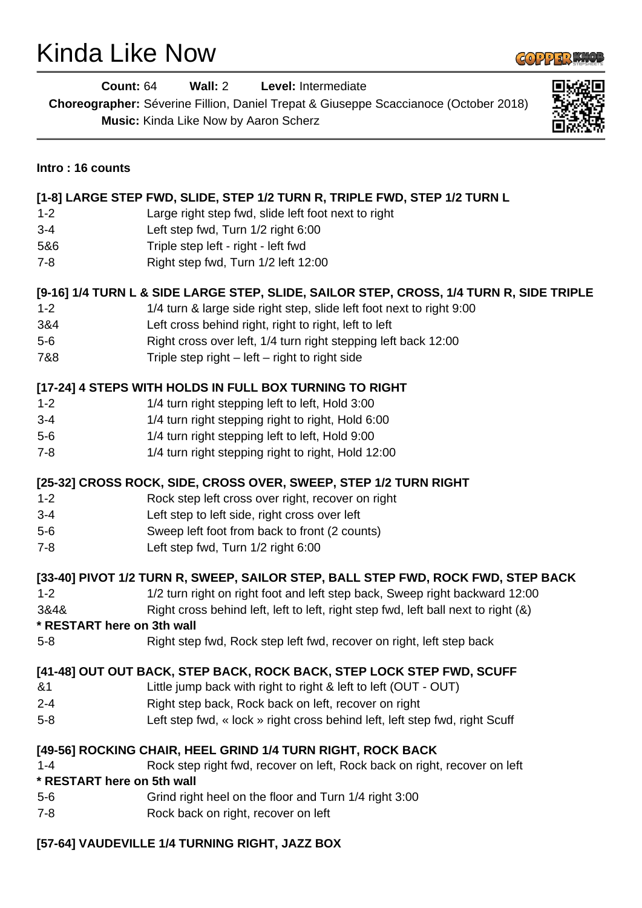# Kinda Like Now

**Count:** 64 **Wall:** 2 **Level:** Intermediate

**Choreographer:** Séverine Fillion, Daniel Trepat & Giuseppe Scaccianoce (October 2018)

**Music:** Kinda Like Now by Aaron Scherz

**Intro : 16 counts**

**[1-8] LARGE STEP FWD, SLIDE, STEP 1/2 TURN R, TRIPLE FWD, STEP 1/2 TURN L**

| | |
|---|---|
| 1-2 | Large right step fwd, slide left foot next to right |
| 3-4 | Left step fwd, Turn 1/2 right 6:00 |
| 5&6 | Triple step left - right - left fwd |
| 7-8 | Right step fwd, Turn 1/2 left 12:00 |

**[9-16] 1/4 TURN L & SIDE LARGE STEP, SLIDE, SAILOR STEP, CROSS, 1/4 TURN R, SIDE TRIPLE**

| | |
|---|---|
| 1-2 | 1/4 turn & large side right step, slide left foot next to right 9:00 |
| 3&4 | Left cross behind right, right to right, left to left |
| 5-6 | Right cross over left, 1/4 turn right stepping left back 12:00 |
| 7&8 | Triple step right – left – right to right side |

**[17-24] 4 STEPS WITH HOLDS IN FULL BOX TURNING TO RIGHT**

| | |
|---|---|
| 1-2 | 1/4 turn right stepping left to left, Hold 3:00 |
| 3-4 | 1/4 turn right stepping right to right, Hold 6:00 |
| 5-6 | 1/4 turn right stepping left to left, Hold 9:00 |
| 7-8 | 1/4 turn right stepping right to right, Hold 12:00 |

**[25-32] CROSS ROCK, SIDE, CROSS OVER, SWEEP, STEP 1/2 TURN RIGHT**

| | |
|---|---|
| 1-2 | Rock step left cross over right, recover on right |
| 3-4 | Left step to left side, right cross over left |
| 5-6 | Sweep left foot from back to front (2 counts) |
| 7-8 | Left step fwd, Turn 1/2 right 6:00 |

**[33-40] PIVOT 1/2 TURN R, SWEEP, SAILOR STEP, BALL STEP FWD, ROCK FWD, STEP BACK**

| | |
|---|---|
| 1-2 | 1/2 turn right on right foot and left step back, Sweep right backward 12:00 |
| 3&4& | Right cross behind left, left to left, right step fwd, left ball next to right (&) |

**\* RESTART here on 3th wall**

| | |
|---|---|
| 5-8 | Right step fwd, Rock step left fwd, recover on right, left step back |

**[41-48] OUT OUT BACK, STEP BACK, ROCK BACK, STEP LOCK STEP FWD, SCUFF**

| | |
|---|---|
| &1 | Little jump back with right to right & left to left (OUT - OUT) |
| 2-4 | Right step back, Rock back on left, recover on right |
| 5-8 | Left step fwd, « lock » right cross behind left, left step fwd, right Scuff |

**[49-56] ROCKING CHAIR, HEEL GRIND 1/4 TURN RIGHT, ROCK BACK**

| | |
|---|---|
| 1-4 | Rock step right fwd, recover on left, Rock back on right, recover on left |

**\* RESTART here on 5th wall**

| | |
|---|---|
| 5-6 | Grind right heel on the floor and Turn 1/4 right 3:00 |
| 7-8 | Rock back on right, recover on left |

**[57-64] VAUDEVILLE 1/4 TURNING RIGHT, JAZZ BOX**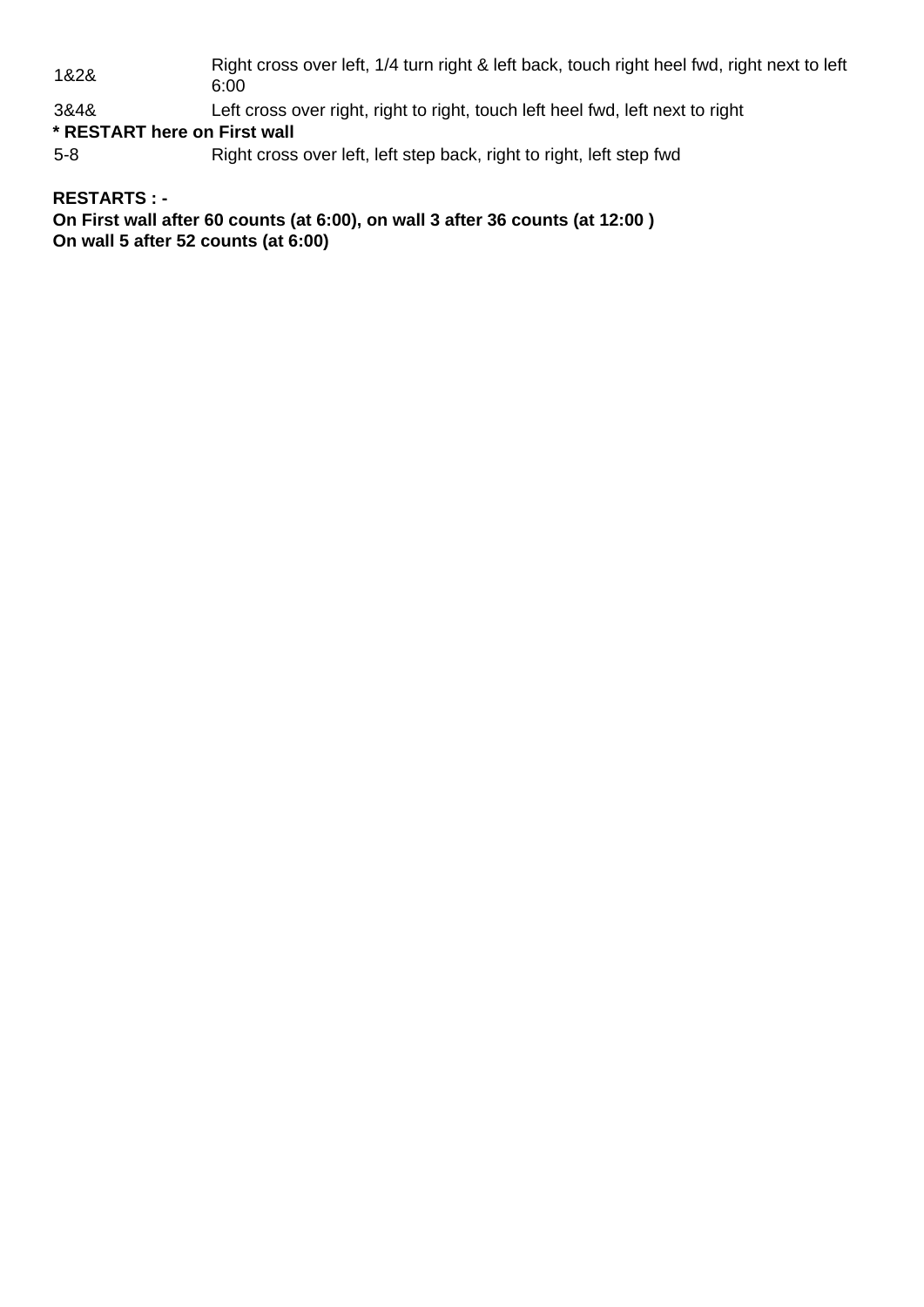| | |
|---|---|
| 1&2& | Right cross over left, 1/4 turn right & left back, touch right heel fwd, right next to left 6:00 |
| 3&4& | Left cross over right, right to right, touch left heel fwd, left next to right |

**\* RESTART here on First wall**

| | |
|---|---|
| 5-8 | Right cross over left, left step back, right to right, left step fwd |

**RESTARTS : -**

**On First wall after 60 counts (at 6:00), on wall 3 after 36 counts (at 12:00 )**
**On wall 5 after 52 counts (at 6:00)**